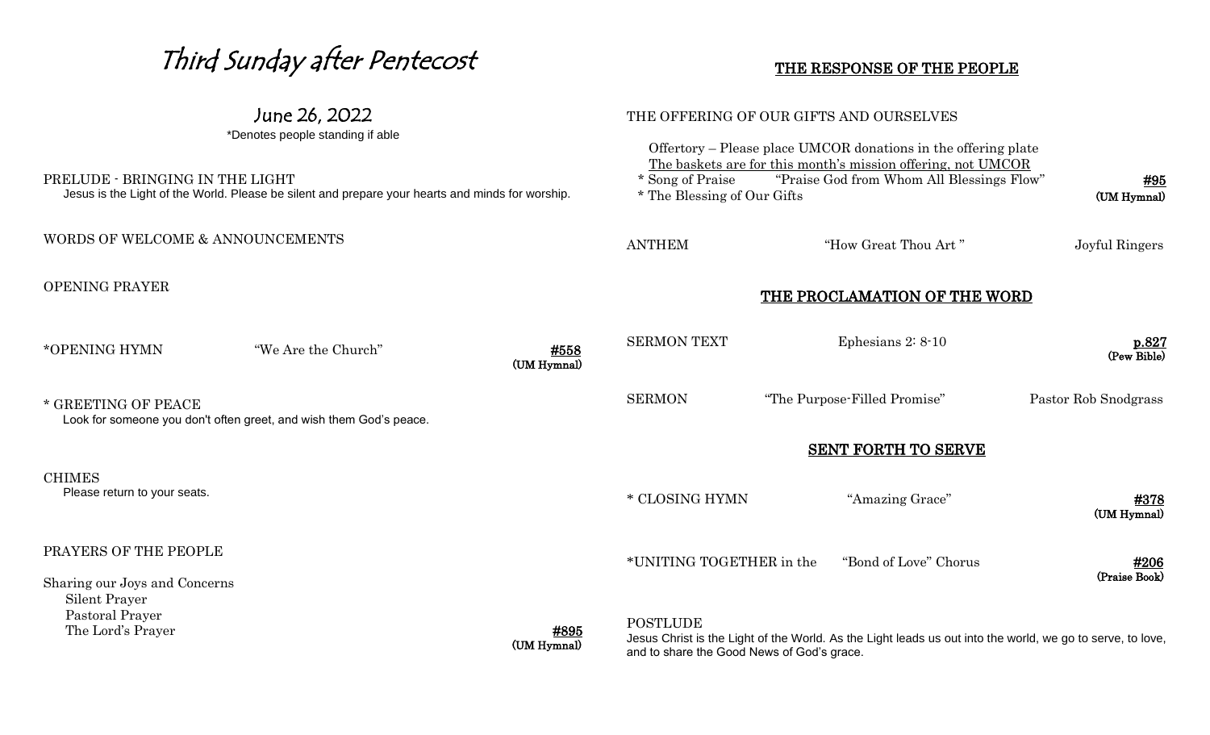# Third Sunday after Pentecost

## June 26, 2022

*Denotes people standing if able

PRELUDE - BRINGING IN THE LIGHT

Jesus is the Light of the World. Please be silent and prepare your hearts and minds for worship.

WORDS OF WELCOME & ANNOUNCEMENTS

OPENING PRAYER

*OPENING HYMN "We Are the Church" **#558** (UM Hymnal)

* GREETING OF PEACE

Look for someone you don't often greet, and wish them God's peace.

CHIMES

Please return to your seats.

PRAYERS OF THE PEOPLE

Sharing our Joys and Concerns

- Silent Prayer
- Pastoral Prayer
- The Lord's Prayer **#895** (UM Hymnal)

## THE RESPONSE OF THE PEOPLE

THE OFFERING OF OUR GIFTS AND OURSELVES

Offertory – Please place UMCOR donations in the offering plate

The baskets are for this month's mission offering, not UMCOR

* Song of Praise "Praise God from Whom All Blessings Flow" **#95** (UM Hymnal)
* The Blessing of Our Gifts

ANTHEM "How Great Thou Art " Joyful Ringers

## THE PROCLAMATION OF THE WORD

SERMON TEXT Ephesians 2: 8-10 **p.827** (Pew Bible)

SERMON "The Purpose-Filled Promise" Pastor Rob Snodgrass

## SENT FORTH TO SERVE

* CLOSING HYMN "Amazing Grace" **#378** (UM Hymnal)

*UNITING TOGETHER in the "Bond of Love" Chorus **#206** (Praise Book)

POSTLUDE

Jesus Christ is the Light of the World. As the Light leads us out into the world, we go to serve, to love, and to share the Good News of God's grace.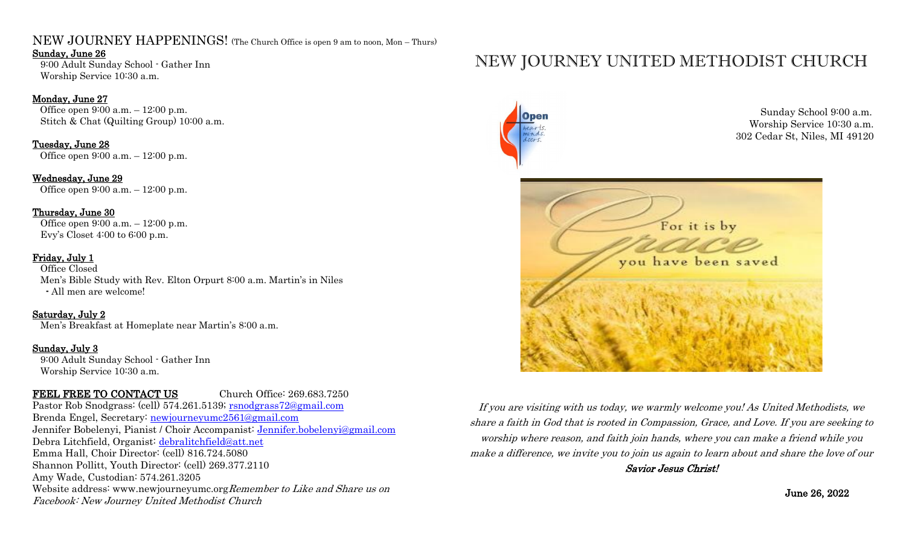# NEW JOURNEY HAPPENINGS! (The Church Office is open 9 am to noon, Mon – Thurs)

**Sunday, June 26**
9:00 Adult Sunday School - Gather Inn
Worship Service 10:30 a.m.

**Monday, June 27**
Office open 9:00 a.m. – 12:00 p.m.
Stitch & Chat (Quilting Group) 10:00 a.m.

**Tuesday, June 28**
Office open 9:00 a.m. – 12:00 p.m.

**Wednesday, June 29**
Office open 9:00 a.m. – 12:00 p.m.

**Thursday, June 30**
Office open 9:00 a.m. – 12:00 p.m.
Evy's Closet 4:00 to 6:00 p.m.

**Friday, July 1**
Office Closed
Men's Bible Study with Rev. Elton Orpurt 8:00 a.m. Martin's in Niles
- All men are welcome!

**Saturday, July 2**
Men's Breakfast at Homeplate near Martin's 8:00 a.m.

**Sunday, July 3**
9:00 Adult Sunday School - Gather Inn
Worship Service 10:30 a.m.

**FEEL FREE TO CONTACT US** Church Office: 269.683.7250
Pastor Rob Snodgrass: (cell) 574.261.5139; rsnodgrass72@gmail.com
Brenda Engel, Secretary: newjourneyumc2561@gmail.com
Jennifer Bobelenyi, Pianist / Choir Accompanist: Jennifer.bobelenyi@gmail.com
Debra Litchfield, Organist: debralitchfield@att.net
Emma Hall, Choir Director: (cell) 816.724.5080
Shannon Pollitt, Youth Director: (cell) 269.377.2110
Amy Wade, Custodian: 574.261.3205
Website address: www.newjourneyumc.org *Remember to Like and Share us on Facebook: New Journey United Methodist Church*

# NEW JOURNEY UNITED METHODIST CHURCH

Open hearts. minds. doors.

Sunday School 9:00 a.m.
Worship Service 10:30 a.m.
302 Cedar St, Niles, MI 49120

For it is by Grace you have been saved

*If you are visiting with us today, we warmly welcome you! As United Methodists, we share a faith in God that is rooted in Compassion, Grace, and Love. If you are seeking to worship where reason, and faith join hands, where you can make a friend while you make a difference, we invite you to join us again to learn about and share the love of our* ***Savior Jesus Christ!***

**June 26, 2022**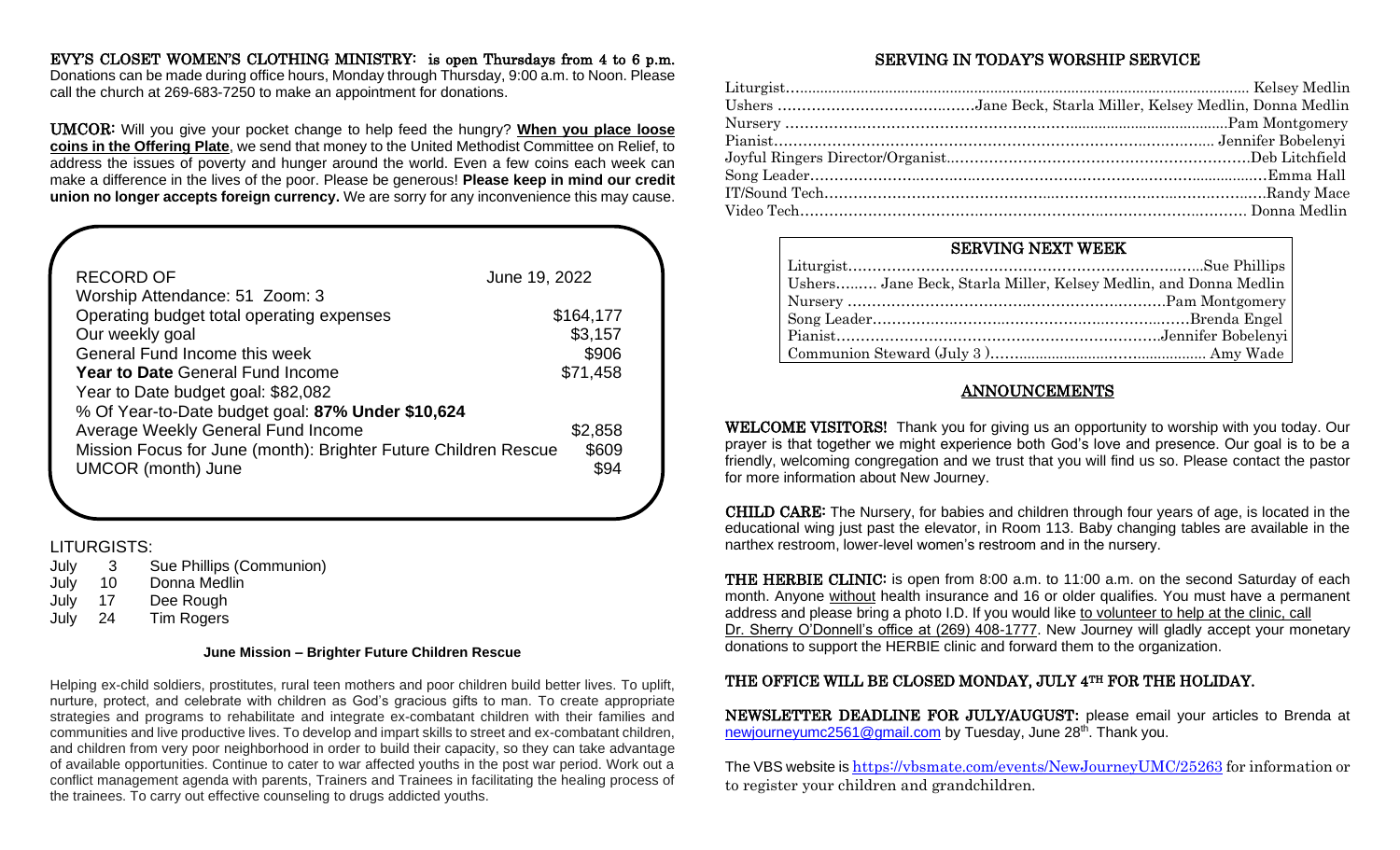**EVY'S CLOSET WOMEN'S CLOTHING MINISTRY:** is open Thursdays from 4 to 6 p.m. Donations can be made during office hours, Monday through Thursday, 9:00 a.m. to Noon. Please call the church at 269-683-7250 to make an appointment for donations.

**UMCOR:** Will you give your pocket change to help feed the hungry? **When you place loose coins in the Offering Plate**, we send that money to the United Methodist Committee on Relief, to address the issues of poverty and hunger around the world. Even a few coins each week can make a difference in the lives of the poor. Please be generous! **Please keep in mind our credit union no longer accepts foreign currency.** We are sorry for any inconvenience this may cause.

| RECORD OF | June 19, 2022 |
|---|---|
| Worship Attendance: 51 Zoom: 3 | |
| Operating budget total operating expenses | $164,177 |
| Our weekly goal | $3,157 |
| General Fund Income this week | $906 |
| **Year to Date** General Fund Income | $71,458 |
| Year to Date budget goal: $82,082 | |
| % Of Year-to-Date budget goal: **87% Under $10,624** | |
| Average Weekly General Fund Income | $2,858 |
| Mission Focus for June (month): Brighter Future Children Rescue | $609 |
| UMCOR (month) June | $94 |

LITURGISTS:

| | | |
|---|---|---|
| July | 3 | Sue Phillips (Communion) |
| July | 10 | Donna Medlin |
| July | 17 | Dee Rough |
| July | 24 | Tim Rogers |

**June Mission – Brighter Future Children Rescue**

Helping ex-child soldiers, prostitutes, rural teen mothers and poor children build better lives. To uplift, nurture, protect, and celebrate with children as God's gracious gifts to man. To create appropriate strategies and programs to rehabilitate and integrate ex-combatant children with their families and communities and live productive lives. To develop and impart skills to street and ex-combatant children, and children from very poor neighborhood in order to build their capacity, so they can take advantage of available opportunities. Continue to cater to war affected youths in the post war period. Work out a conflict management agenda with parents, Trainers and Trainees in facilitating the healing process of the trainees. To carry out effective counseling to drugs addicted youths.

## SERVING IN TODAY'S WORSHIP SERVICE

| | |
|---|---|
| Liturgist | Kelsey Medlin |
| Ushers | Jane Beck, Starla Miller, Kelsey Medlin, Donna Medlin |
| Nursery | Pam Montgomery |
| Pianist | Jennifer Bobelenyi |
| Joyful Ringers Director/Organist | Deb Litchfield |
| Song Leader | Emma Hall |
| IT/Sound Tech | Randy Mace |
| Video Tech | Donna Medlin |

## SERVING NEXT WEEK

| | |
|---|---|
| Liturgist | Sue Phillips |
| Ushers | Jane Beck, Starla Miller, Kelsey Medlin, and Donna Medlin |
| Nursery | Pam Montgomery |
| Song Leader | Brenda Engel |
| Pianist | Jennifer Bobelenyi |
| Communion Steward (July 3 ) | Amy Wade |

## ANNOUNCEMENTS

**WELCOME VISITORS!** Thank you for giving us an opportunity to worship with you today. Our prayer is that together we might experience both God's love and presence. Our goal is to be a friendly, welcoming congregation and we trust that you will find us so. Please contact the pastor for more information about New Journey.

**CHILD CARE:** The Nursery, for babies and children through four years of age, is located in the educational wing just past the elevator, in Room 113. Baby changing tables are available in the narthex restroom, lower-level women's restroom and in the nursery.

**THE HERBIE CLINIC:** is open from 8:00 a.m. to 11:00 a.m. on the second Saturday of each month. Anyone without health insurance and 16 or older qualifies. You must have a permanent address and please bring a photo I.D. If you would like to volunteer to help at the clinic, call Dr. Sherry O'Donnell's office at (269) 408-1777. New Journey will gladly accept your monetary donations to support the HERBIE clinic and forward them to the organization.

**THE OFFICE WILL BE CLOSED MONDAY, JULY 4TH FOR THE HOLIDAY.**

**NEWSLETTER DEADLINE FOR JULY/AUGUST:** please email your articles to Brenda at newjourneyumc2561@gmail.com by Tuesday, June 28th. Thank you.

The VBS website is https://vbsmate.com/events/NewJourneyUMC/25263 for information or to register your children and grandchildren.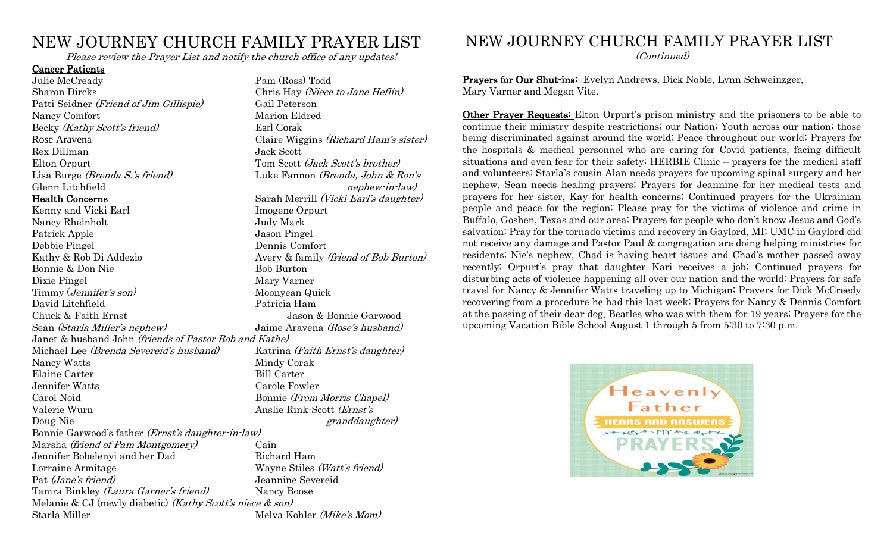# NEW JOURNEY CHURCH FAMILY PRAYER LIST

*Please review the Prayer List and notify the church office of any updates!*

**Cancer Patients**

Julie McCready
Sharon Dircks
Patti Seidner *(Friend of Jim Gillispie)*
Nancy Comfort
Becky *(Kathy Scott's friend)*
Rose Aravena
Rex Dillman
Elton Orpurt
Lisa Burge *(Brenda S.'s friend)*
Glenn Litchfield
Pam (Ross) Todd
Chris Hay *(Niece to Jane Heflin)*
Gail Peterson
Marion Eldred
Earl Corak
Claire Wiggins *(Richard Ham's sister)*
Jack Scott
Tom Scott *(Jack Scott's brother)*
Luke Fannon *(Brenda, John & Ron's nephew-in-law)*

**Health Concerns**

Kenny and Vicki Earl
Nancy Rheinholt
Patrick Apple
Debbie Pingel
Kathy & Rob Di Addezio
Bonnie & Don Nie
Dixie Pingel
Timmy (*Jennifer's son)*
David Litchfield
Chuck & Faith Ernst
Sean *(Starla Miller's nephew)*
Sarah Merrill *(Vicki Earl's daughter)*
Imogene Orpurt
Judy Mark
Jason Pingel
Dennis Comfort
Avery & family *(friend of Bob Burton)*
Bob Burton
Mary Varner
Moonyean Quick
Patricia Ham
Jason & Bonnie Garwood
Jaime Aravena *(Rose's husband)*
Janet & husband John *(friends of Pastor Rob and Kathe)*
Michael Lee *(Brenda Severeid's husband)*
Nancy Watts
Elaine Carter
Jennifer Watts
Carol Noid
Valerie Wurn
Doug Nie
Katrina *(Faith Ernst's daughter)*
Mindy Corak
Bill Carter
Carole Fowler
Bonnie *(From Morris Chapel)*
Anslie Rink-Scott *(Ernst's granddaughter)*
Bonnie Garwood's father *(Ernst's daughter-in-law)*
Marsha *(friend of Pam Montgomery)*
Jennifer Bobelenyi and her Dad
Lorraine Armitage
Pat *(Jane's friend)*
Tamra Binkley *(Laura Garner's friend)*
Cain
Richard Ham
Wayne Stiles *(Watt's friend)*
Jeannine Severeid
Nancy Boose
Melanie & CJ (newly diabetic) *(Kathy Scott's niece & son)*
Starla Miller
Melva Kohler *(Mike's Mom)*

# NEW JOURNEY CHURCH FAMILY PRAYER LIST

*(Continued)*

**Prayers for Our Shut-ins**: Evelyn Andrews, Dick Noble, Lynn Schweinzger, Mary Varner and Megan Vite.

**Other Prayer Requests:** Elton Orpurt's prison ministry and the prisoners to be able to continue their ministry despite restrictions; our Nation; Youth across our nation; those being discriminated against around the world; Peace throughout our world; Prayers for the hospitals & medical personnel who are caring for Covid patients, facing difficult situations and even fear for their safety; HERBIE Clinic – prayers for the medical staff and volunteers; Starla's cousin Alan needs prayers for upcoming spinal surgery and her nephew, Sean needs healing prayers; Prayers for Jeannine for her medical tests and prayers for her sister, Kay for health concerns; Continued prayers for the Ukrainian people and peace for the region; Please pray for the victims of violence and crime in Buffalo, Goshen, Texas and our area; Prayers for people who don't know Jesus and God's salvation; Pray for the tornado victims and recovery in Gaylord, MI; UMC in Gaylord did not receive any damage and Pastor Paul & congregation are doing helping ministries for residents; Nie's nephew, Chad is having heart issues and Chad's mother passed away recently; Orpurt's pray that daughter Kari receives a job; Continued prayers for disturbing acts of violence happening all over our nation and the world; Prayers for safe travel for Nancy & Jennifer Watts traveling up to Michigan; Prayers for Dick McCreedy recovering from a procedure he had this last week; Prayers for Nancy & Dennis Comfort at the passing of their dear dog, Beatles who was with them for 19 years; Prayers for the upcoming Vacation Bible School August 1 through 5 from 5:30 to 7:30 p.m.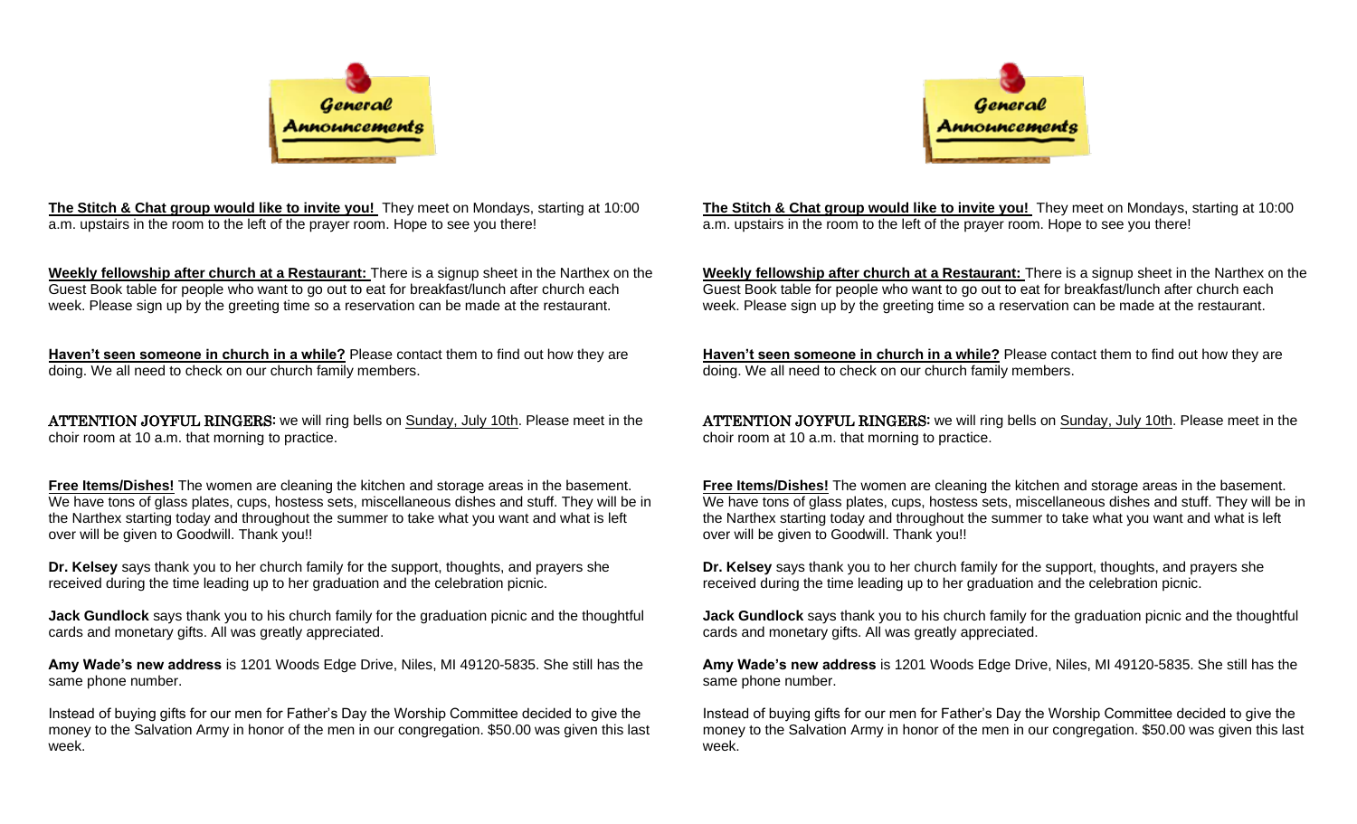# General Announcements

**The Stitch & Chat group would like to invite you!** They meet on Mondays, starting at 10:00 a.m. upstairs in the room to the left of the prayer room. Hope to see you there!

**Weekly fellowship after church at a Restaurant:** There is a signup sheet in the Narthex on the Guest Book table for people who want to go out to eat for breakfast/lunch after church each week. Please sign up by the greeting time so a reservation can be made at the restaurant.

**Haven't seen someone in church in a while?** Please contact them to find out how they are doing. We all need to check on our church family members.

ATTENTION JOYFUL RINGERS: we will ring bells on Sunday, July 10th. Please meet in the choir room at 10 a.m. that morning to practice.

**Free Items/Dishes!** The women are cleaning the kitchen and storage areas in the basement. We have tons of glass plates, cups, hostess sets, miscellaneous dishes and stuff. They will be in the Narthex starting today and throughout the summer to take what you want and what is left over will be given to Goodwill. Thank you!!

**Dr. Kelsey** says thank you to her church family for the support, thoughts, and prayers she received during the time leading up to her graduation and the celebration picnic.

**Jack Gundlock** says thank you to his church family for the graduation picnic and the thoughtful cards and monetary gifts. All was greatly appreciated.

**Amy Wade's new address** is 1201 Woods Edge Drive, Niles, MI 49120-5835. She still has the same phone number.

Instead of buying gifts for our men for Father's Day the Worship Committee decided to give the money to the Salvation Army in honor of the men in our congregation. $50.00 was given this last week.

# General Announcements

**The Stitch & Chat group would like to invite you!** They meet on Mondays, starting at 10:00 a.m. upstairs in the room to the left of the prayer room. Hope to see you there!

**Weekly fellowship after church at a Restaurant:** There is a signup sheet in the Narthex on the Guest Book table for people who want to go out to eat for breakfast/lunch after church each week. Please sign up by the greeting time so a reservation can be made at the restaurant.

**Haven't seen someone in church in a while?** Please contact them to find out how they are doing. We all need to check on our church family members.

ATTENTION JOYFUL RINGERS: we will ring bells on Sunday, July 10th. Please meet in the choir room at 10 a.m. that morning to practice.

**Free Items/Dishes!** The women are cleaning the kitchen and storage areas in the basement. We have tons of glass plates, cups, hostess sets, miscellaneous dishes and stuff. They will be in the Narthex starting today and throughout the summer to take what you want and what is left over will be given to Goodwill. Thank you!!

**Dr. Kelsey** says thank you to her church family for the support, thoughts, and prayers she received during the time leading up to her graduation and the celebration picnic.

**Jack Gundlock** says thank you to his church family for the graduation picnic and the thoughtful cards and monetary gifts. All was greatly appreciated.

**Amy Wade's new address** is 1201 Woods Edge Drive, Niles, MI 49120-5835. She still has the same phone number.

Instead of buying gifts for our men for Father's Day the Worship Committee decided to give the money to the Salvation Army in honor of the men in our congregation. $50.00 was given this last week.